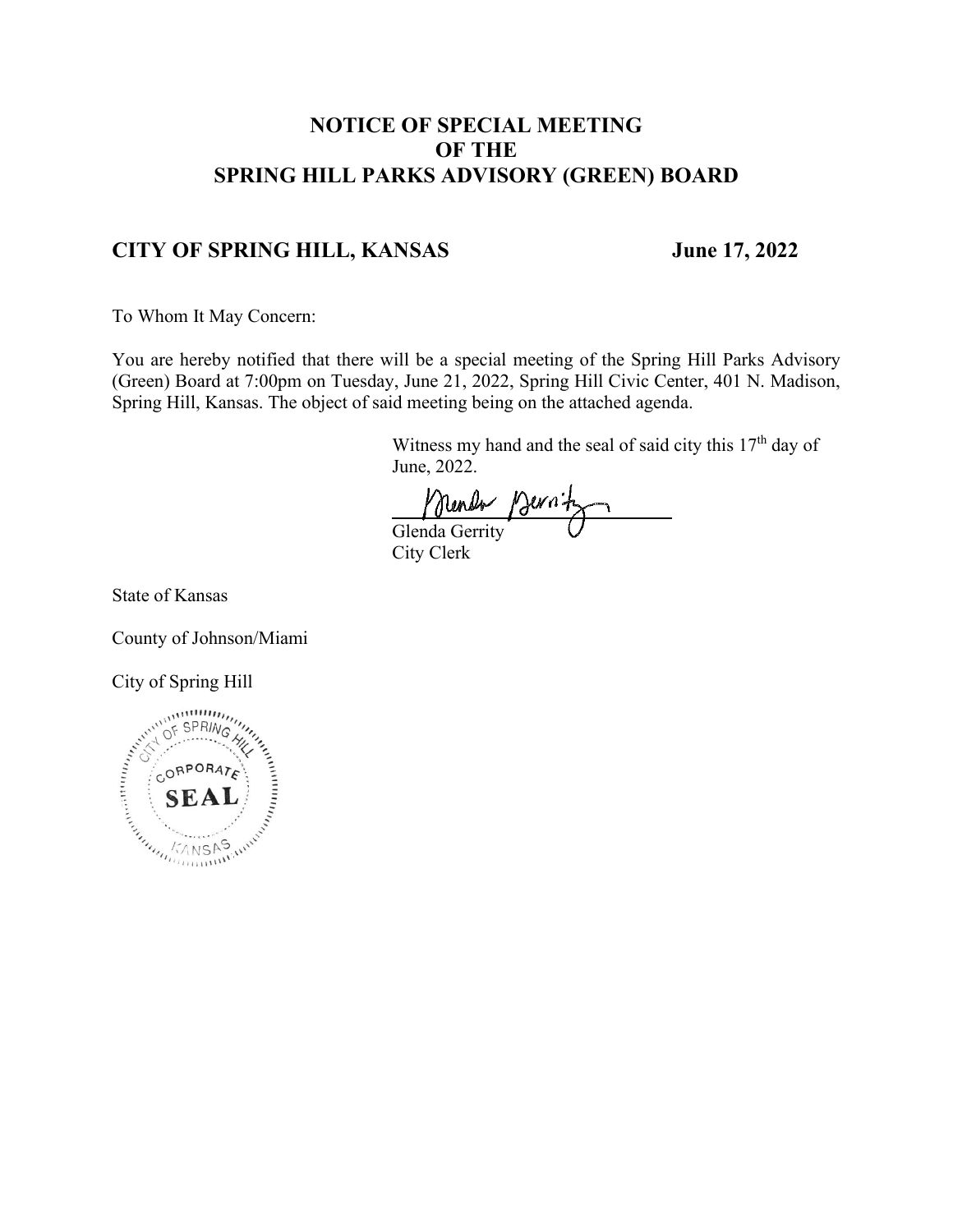# NOTICE OF SPECIAL MEETING OF THE SPRING HILL PARKS ADVISORY (GREEN) BOARD

**CITY OF SPRING HILL, KANSAS** **June 17, 2022**

To Whom It May Concern:

You are hereby notified that there will be a special meeting of the Spring Hill Parks Advisory (Green) Board at 7:00pm on Tuesday, June 21, 2022, Spring Hill Civic Center, 401 N. Madison, Spring Hill, Kansas. The object of said meeting being on the attached agenda.

Witness my hand and the seal of said city this 17th day of June, 2022.

Glenda Gerrity
City Clerk

State of Kansas

County of Johnson/Miami

City of Spring Hill

CITY OF SPRING HILL
CORPORATE
SEAL
KANSAS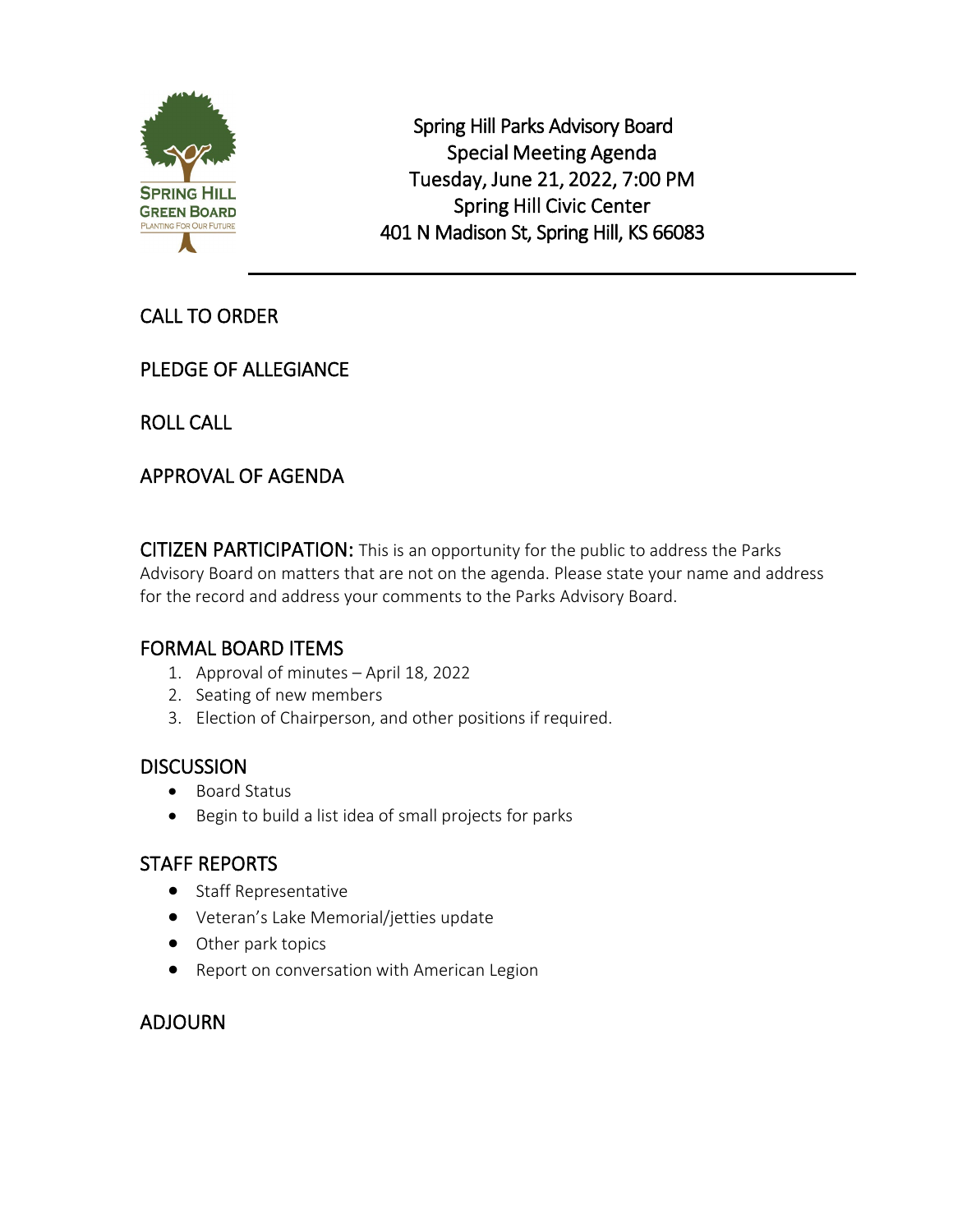SPRING HILL
GREEN BOARD
PLANTING FOR OUR FUTURE

# Spring Hill Parks Advisory Board
## Special Meeting Agenda
Tuesday, June 21, 2022, 7:00 PM
Spring Hill Civic Center
401 N Madison St, Spring Hill, KS 66083

---

## CALL TO ORDER

## PLEDGE OF ALLEGIANCE

## ROLL CALL

## APPROVAL OF AGENDA

**CITIZEN PARTICIPATION:** This is an opportunity for the public to address the Parks Advisory Board on matters that are not on the agenda. Please state your name and address for the record and address your comments to the Parks Advisory Board.

## FORMAL BOARD ITEMS

1. Approval of minutes – April 18, 2022
2. Seating of new members
3. Election of Chairperson, and other positions if required.

## DISCUSSION

- Board Status
- Begin to build a list idea of small projects for parks

## STAFF REPORTS

- Staff Representative
- Veteran's Lake Memorial/jetties update
- Other park topics
- Report on conversation with American Legion

## ADJOURN